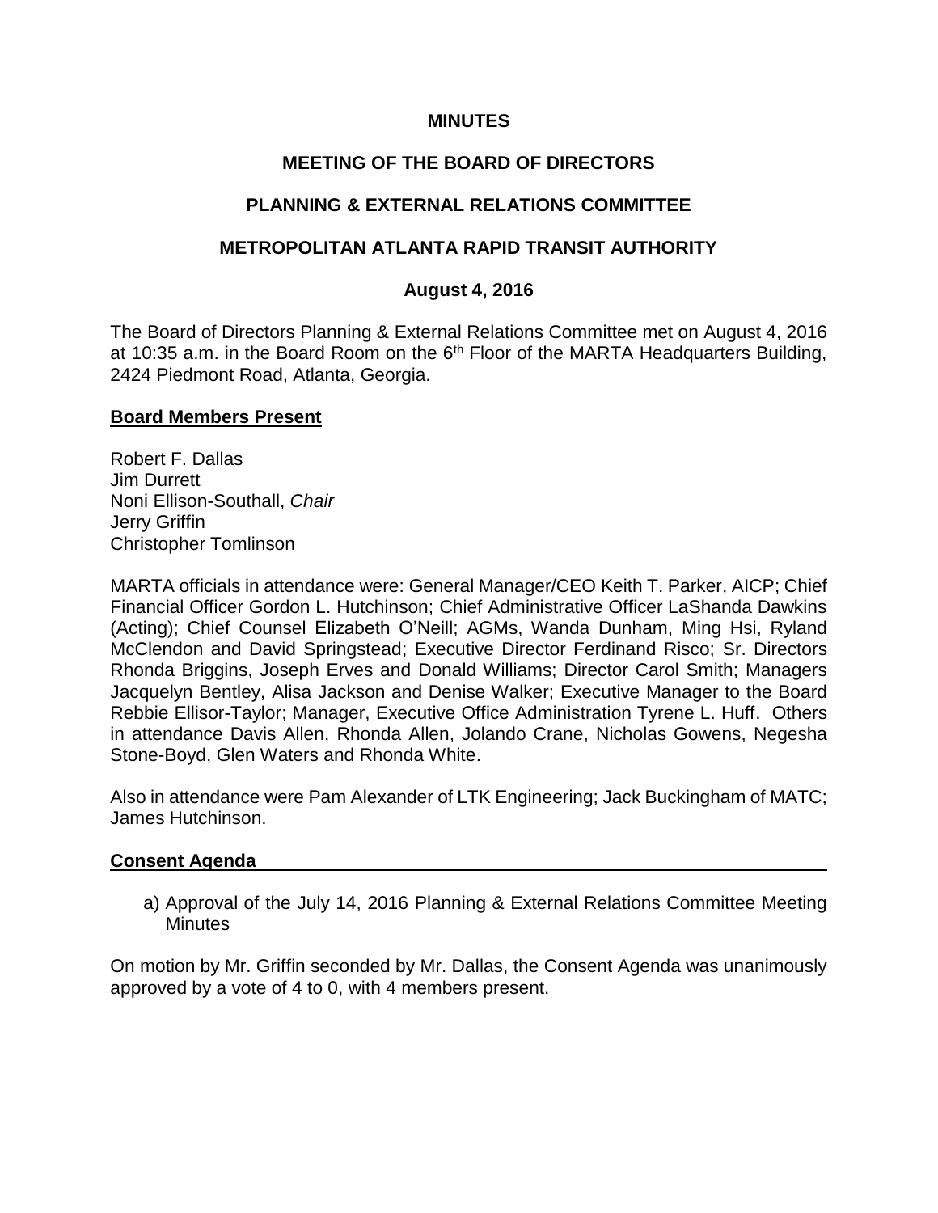**MINUTES**

**MEETING OF THE BOARD OF DIRECTORS**

**PLANNING & EXTERNAL RELATIONS COMMITTEE**

**METROPOLITAN ATLANTA RAPID TRANSIT AUTHORITY**

**August 4, 2016**

The Board of Directors Planning & External Relations Committee met on August 4, 2016 at 10:35 a.m. in the Board Room on the 6th Floor of the MARTA Headquarters Building, 2424 Piedmont Road, Atlanta, Georgia.

**Board Members Present**

Robert F. Dallas
Jim Durrett
Noni Ellison-Southall, *Chair*
Jerry Griffin
Christopher Tomlinson

MARTA officials in attendance were: General Manager/CEO Keith T. Parker, AICP; Chief Financial Officer Gordon L. Hutchinson; Chief Administrative Officer LaShanda Dawkins (Acting); Chief Counsel Elizabeth O'Neill; AGMs, Wanda Dunham, Ming Hsi, Ryland McClendon and David Springstead; Executive Director Ferdinand Risco; Sr. Directors Rhonda Briggins, Joseph Erves and Donald Williams; Director Carol Smith; Managers Jacquelyn Bentley, Alisa Jackson and Denise Walker; Executive Manager to the Board Rebbie Ellisor-Taylor; Manager, Executive Office Administration Tyrene L. Huff. Others in attendance Davis Allen, Rhonda Allen, Jolando Crane, Nicholas Gowens, Negesha Stone-Boyd, Glen Waters and Rhonda White.

Also in attendance were Pam Alexander of LTK Engineering; Jack Buckingham of MATC; James Hutchinson.

**Consent Agenda**

a) Approval of the July 14, 2016 Planning & External Relations Committee Meeting Minutes

On motion by Mr. Griffin seconded by Mr. Dallas, the Consent Agenda was unanimously approved by a vote of 4 to 0, with 4 members present.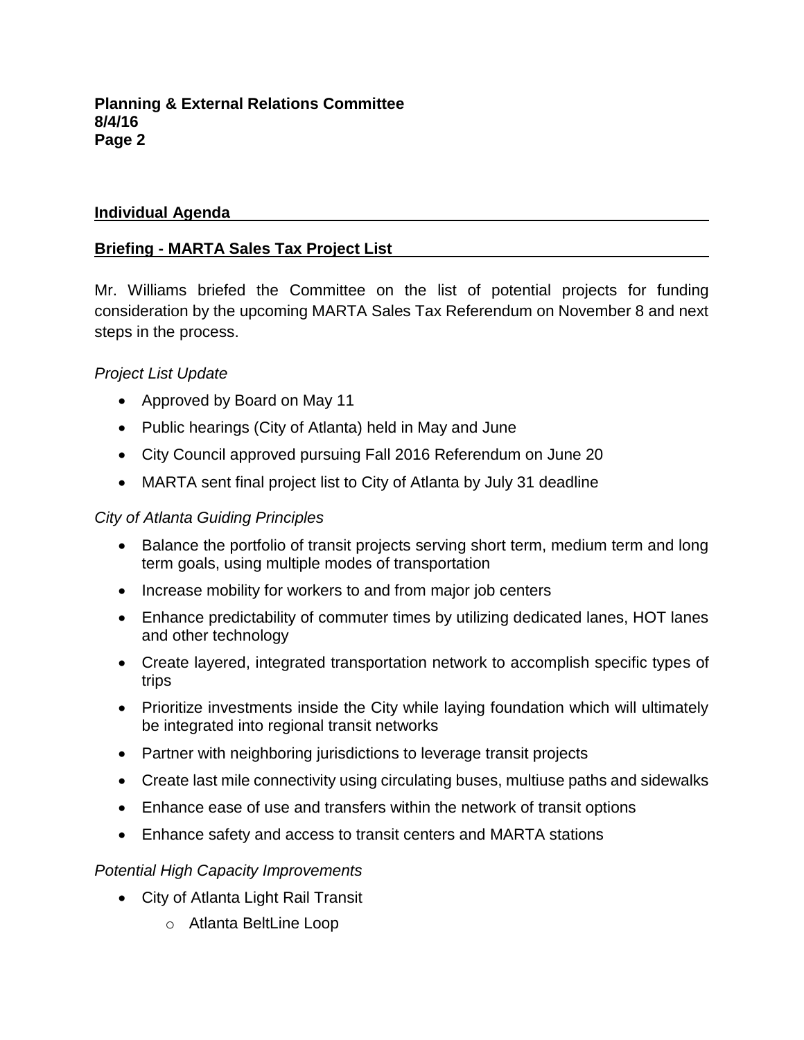## Individual Agenda

## Briefing - MARTA Sales Tax Project List

Mr. Williams briefed the Committee on the list of potential projects for funding consideration by the upcoming MARTA Sales Tax Referendum on November 8 and next steps in the process.

*Project List Update*

- Approved by Board on May 11
- Public hearings (City of Atlanta) held in May and June
- City Council approved pursuing Fall 2016 Referendum on June 20
- MARTA sent final project list to City of Atlanta by July 31 deadline

*City of Atlanta Guiding Principles*

- Balance the portfolio of transit projects serving short term, medium term and long term goals, using multiple modes of transportation
- Increase mobility for workers to and from major job centers
- Enhance predictability of commuter times by utilizing dedicated lanes, HOT lanes and other technology
- Create layered, integrated transportation network to accomplish specific types of trips
- Prioritize investments inside the City while laying foundation which will ultimately be integrated into regional transit networks
- Partner with neighboring jurisdictions to leverage transit projects
- Create last mile connectivity using circulating buses, multiuse paths and sidewalks
- Enhance ease of use and transfers within the network of transit options
- Enhance safety and access to transit centers and MARTA stations

*Potential High Capacity Improvements*

- City of Atlanta Light Rail Transit
    - Atlanta BeltLine Loop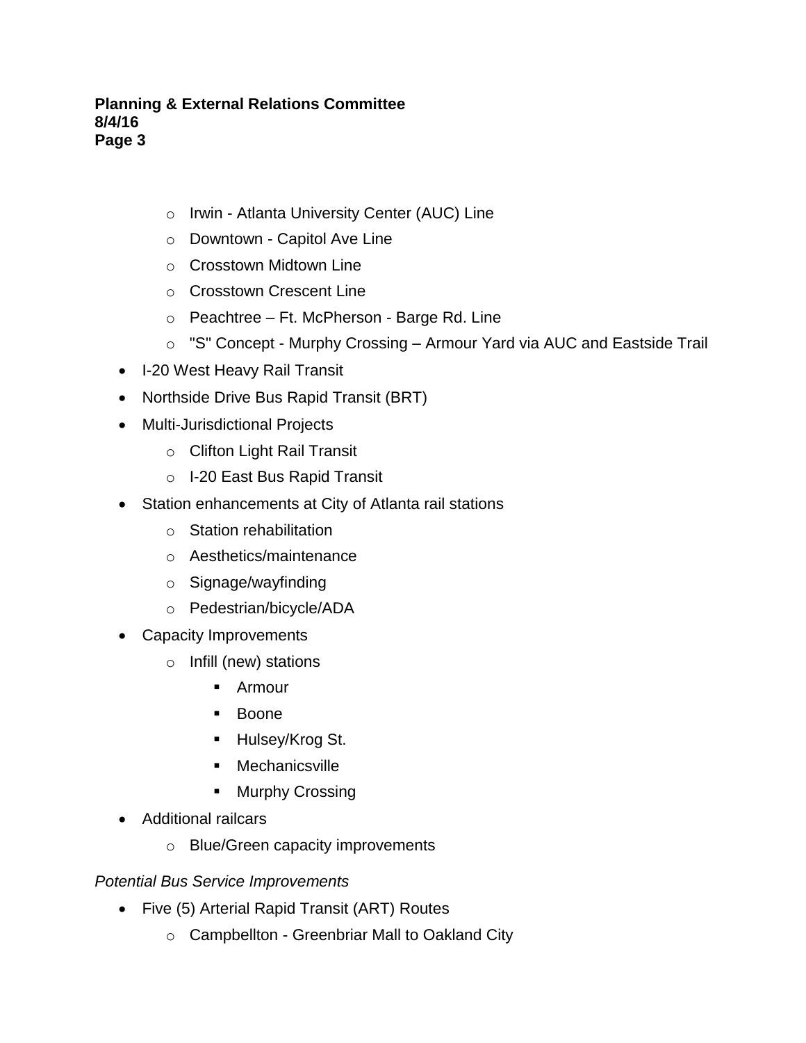- Irwin - Atlanta University Center (AUC) Line
  - Downtown - Capitol Ave Line
  - Crosstown Midtown Line
  - Crosstown Crescent Line
  - Peachtree – Ft. McPherson - Barge Rd. Line
  - "S" Concept - Murphy Crossing – Armour Yard via AUC and Eastside Trail
- I-20 West Heavy Rail Transit
- Northside Drive Bus Rapid Transit (BRT)
- Multi-Jurisdictional Projects
  - Clifton Light Rail Transit
  - I-20 East Bus Rapid Transit
- Station enhancements at City of Atlanta rail stations
  - Station rehabilitation
  - Aesthetics/maintenance
  - Signage/wayfinding
  - Pedestrian/bicycle/ADA
- Capacity Improvements
  - Infill (new) stations
    - Armour
    - Boone
    - Hulsey/Krog St.
    - Mechanicsville
    - Murphy Crossing
- Additional railcars
  - Blue/Green capacity improvements

*Potential Bus Service Improvements*

- Five (5) Arterial Rapid Transit (ART) Routes
  - Campbellton - Greenbriar Mall to Oakland City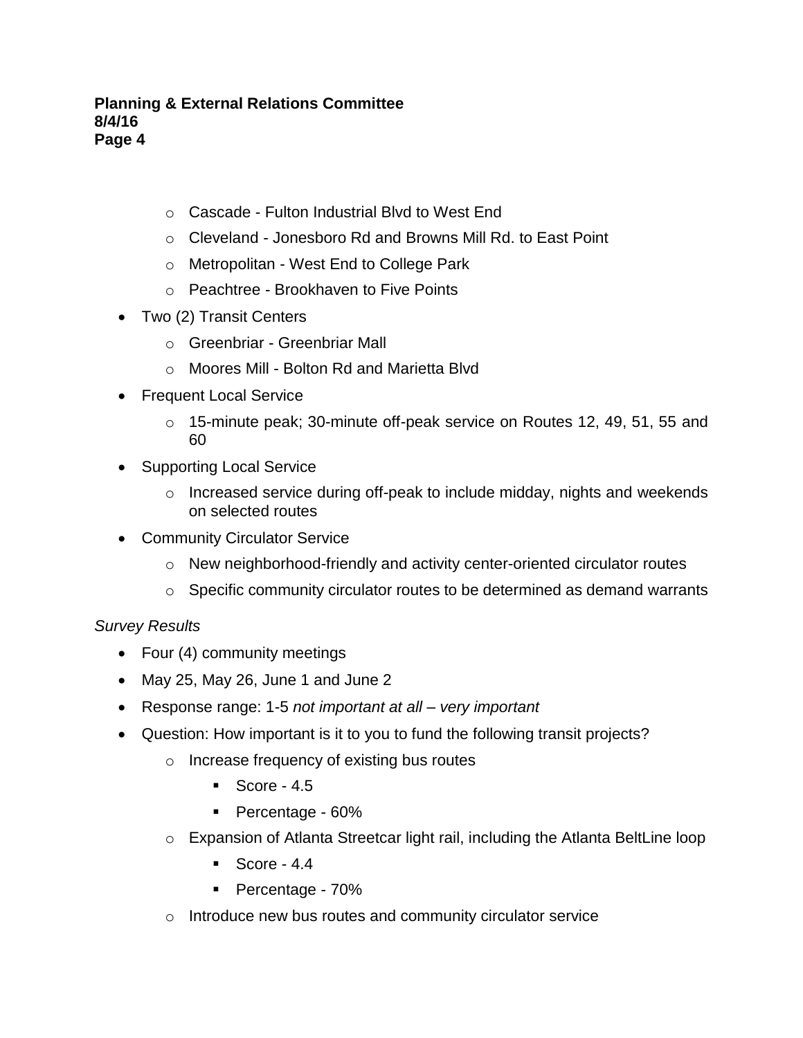- Cascade - Fulton Industrial Blvd to West End
  - Cleveland - Jonesboro Rd and Browns Mill Rd. to East Point
  - Metropolitan - West End to College Park
  - Peachtree - Brookhaven to Five Points
- Two (2) Transit Centers
  - Greenbriar - Greenbriar Mall
  - Moores Mill - Bolton Rd and Marietta Blvd
- Frequent Local Service
  - 15-minute peak; 30-minute off-peak service on Routes 12, 49, 51, 55 and 60
- Supporting Local Service
  - Increased service during off-peak to include midday, nights and weekends on selected routes
- Community Circulator Service
  - New neighborhood-friendly and activity center-oriented circulator routes
  - Specific community circulator routes to be determined as demand warrants

*Survey Results*

- Four (4) community meetings
- May 25, May 26, June 1 and June 2
- Response range: 1-5 *not important at all – very important*
- Question: How important is it to you to fund the following transit projects?
  - Increase frequency of existing bus routes
    - Score - 4.5
    - Percentage - 60%
  - Expansion of Atlanta Streetcar light rail, including the Atlanta BeltLine loop
    - Score - 4.4
    - Percentage - 70%
  - Introduce new bus routes and community circulator service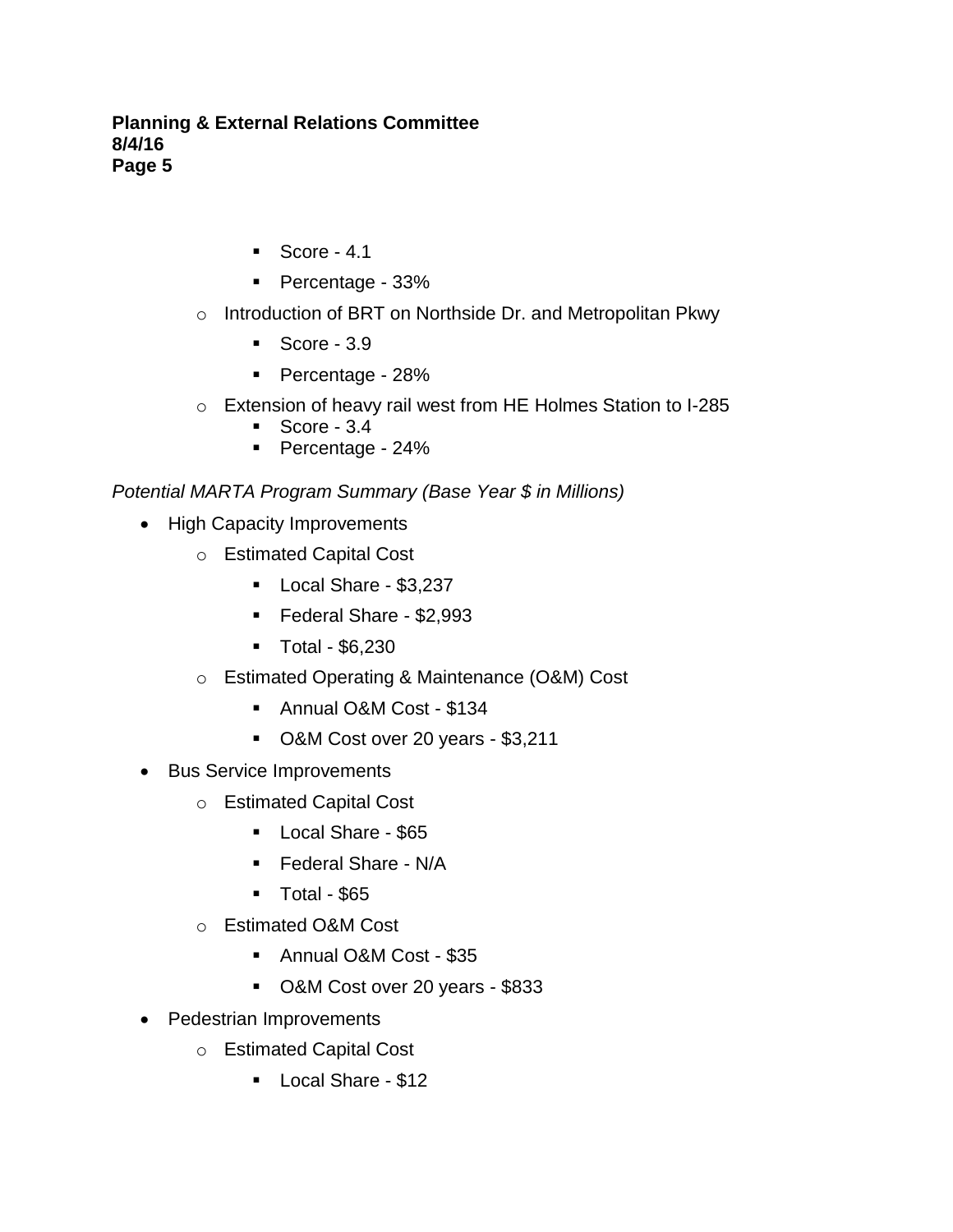- Score - 4.1
        - Percentage - 33%
    - Introduction of BRT on Northside Dr. and Metropolitan Pkwy
        - Score - 3.9
        - Percentage - 28%
    - Extension of heavy rail west from HE Holmes Station to I-285
        - Score - 3.4
        - Percentage - 24%

*Potential MARTA Program Summary (Base Year $ in Millions)*

- High Capacity Improvements
    - Estimated Capital Cost
        - Local Share - $3,237
        - Federal Share - $2,993
        - Total - $6,230
    - Estimated Operating & Maintenance (O&M) Cost
        - Annual O&M Cost - $134
        - O&M Cost over 20 years - $3,211
- Bus Service Improvements
    - Estimated Capital Cost
        - Local Share - $65
        - Federal Share - N/A
        - Total - $65
    - Estimated O&M Cost
        - Annual O&M Cost - $35
        - O&M Cost over 20 years - $833
- Pedestrian Improvements
    - Estimated Capital Cost
        - Local Share - $12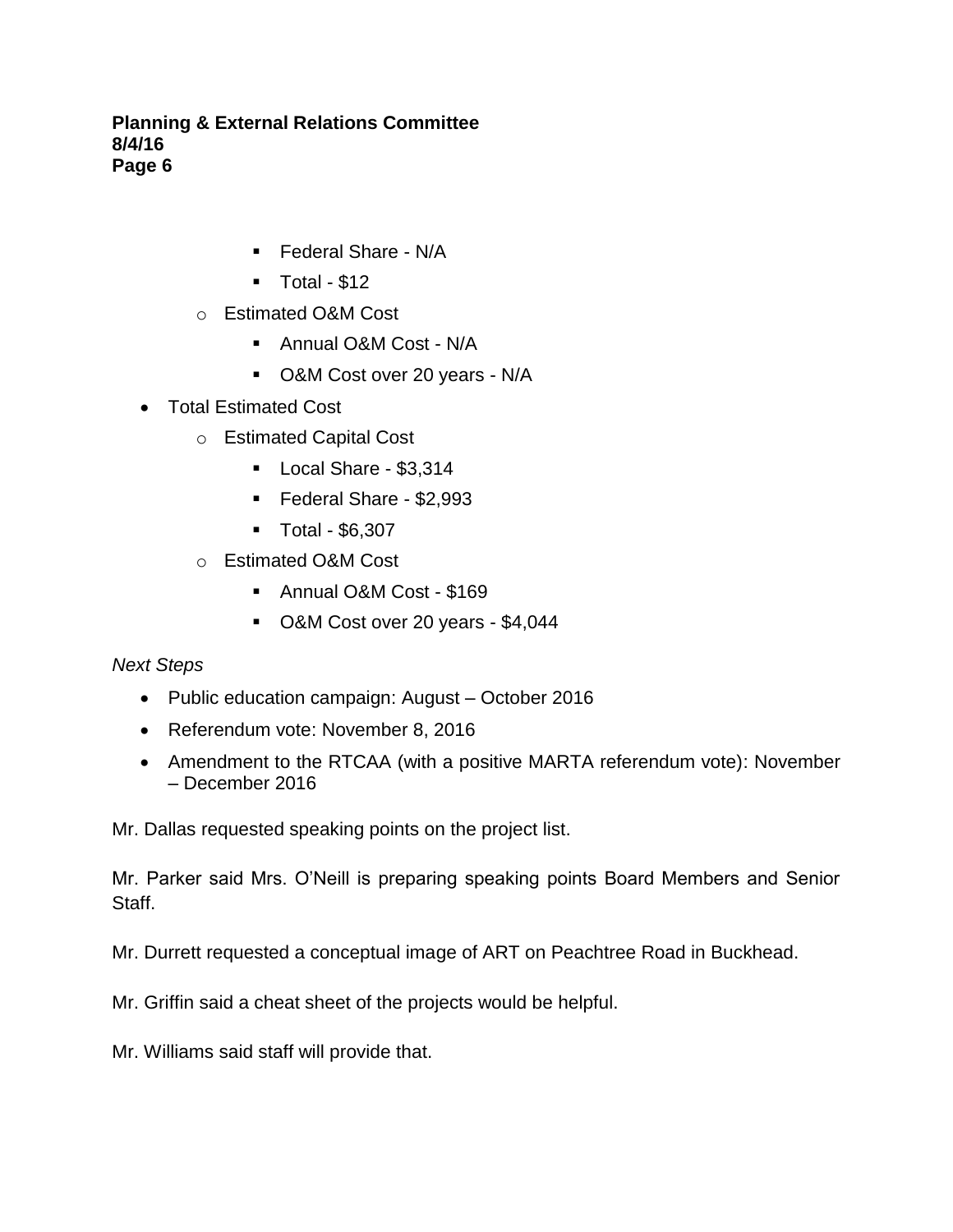- Federal Share - N/A
        - Total - $12
    - Estimated O&M Cost
        - Annual O&M Cost - N/A
        - O&M Cost over 20 years - N/A
- Total Estimated Cost
    - Estimated Capital Cost
        - Local Share - $3,314
        - Federal Share - $2,993
        - Total - $6,307
    - Estimated O&M Cost
        - Annual O&M Cost - $169
        - O&M Cost over 20 years - $4,044

*Next Steps*

- Public education campaign: August – October 2016
- Referendum vote: November 8, 2016
- Amendment to the RTCAA (with a positive MARTA referendum vote): November – December 2016

Mr. Dallas requested speaking points on the project list.

Mr. Parker said Mrs. O'Neill is preparing speaking points Board Members and Senior Staff.

Mr. Durrett requested a conceptual image of ART on Peachtree Road in Buckhead.

Mr. Griffin said a cheat sheet of the projects would be helpful.

Mr. Williams said staff will provide that.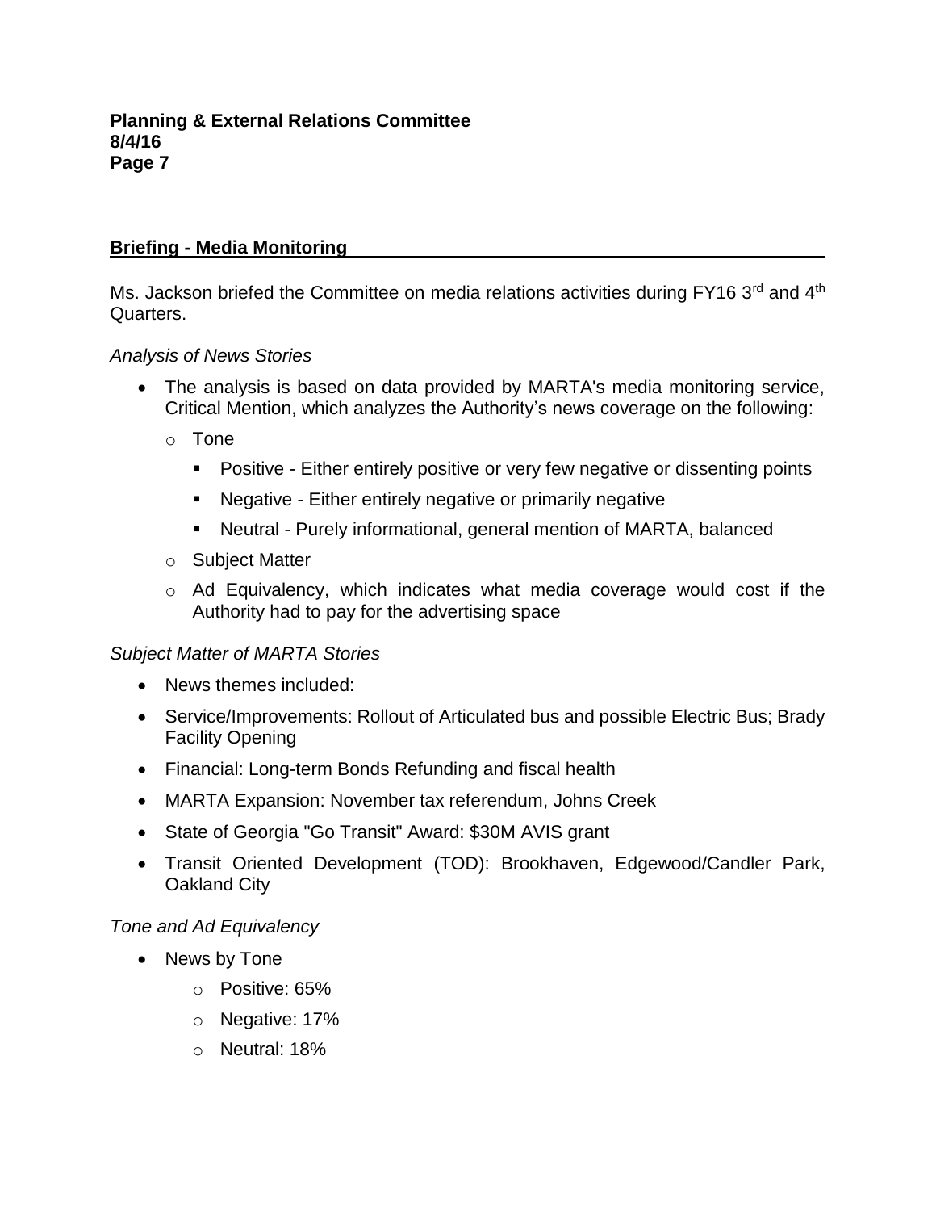## Briefing - Media Monitoring

Ms. Jackson briefed the Committee on media relations activities during FY16 3rd and 4th Quarters.

*Analysis of News Stories*

- The analysis is based on data provided by MARTA's media monitoring service, Critical Mention, which analyzes the Authority's news coverage on the following:
  - Tone
    - Positive - Either entirely positive or very few negative or dissenting points
    - Negative - Either entirely negative or primarily negative
    - Neutral - Purely informational, general mention of MARTA, balanced
  - Subject Matter
  - Ad Equivalency, which indicates what media coverage would cost if the Authority had to pay for the advertising space

*Subject Matter of MARTA Stories*

- News themes included:
- Service/Improvements: Rollout of Articulated bus and possible Electric Bus; Brady Facility Opening
- Financial: Long-term Bonds Refunding and fiscal health
- MARTA Expansion: November tax referendum, Johns Creek
- State of Georgia "Go Transit" Award: $30M AVIS grant
- Transit Oriented Development (TOD): Brookhaven, Edgewood/Candler Park, Oakland City

*Tone and Ad Equivalency*

- News by Tone
  - Positive: 65%
  - Negative: 17%
  - Neutral: 18%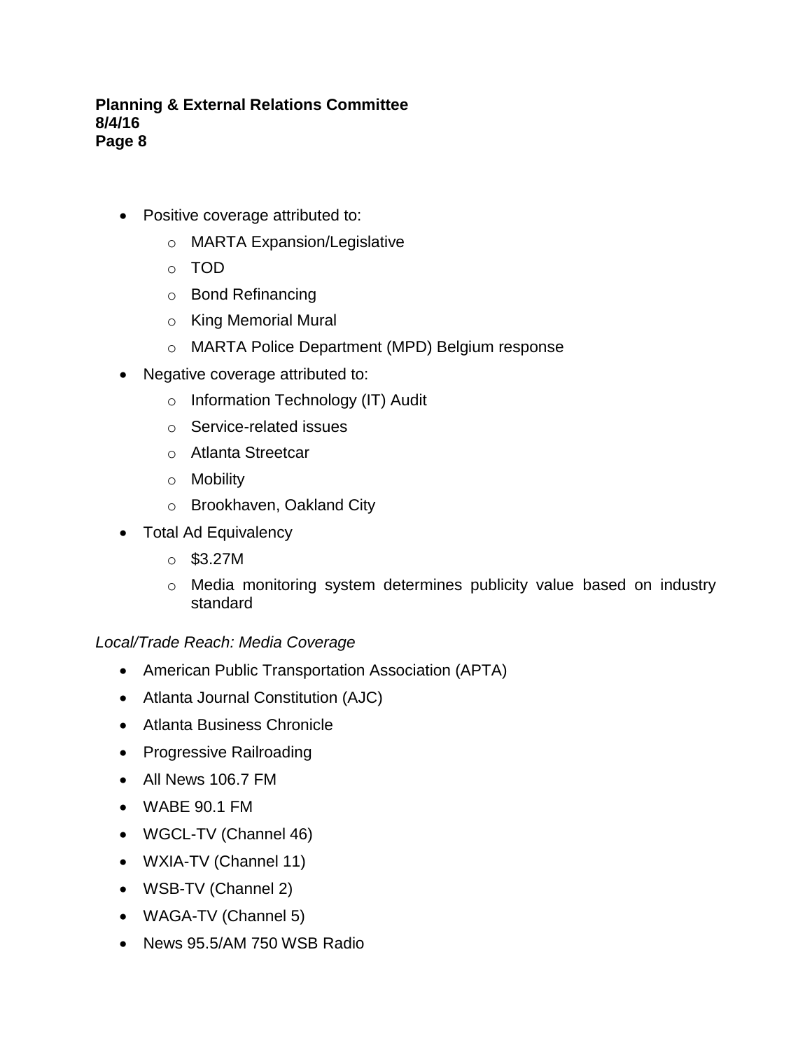- Positive coverage attributed to:
  - MARTA Expansion/Legislative
  - TOD
  - Bond Refinancing
  - King Memorial Mural
  - MARTA Police Department (MPD) Belgium response
- Negative coverage attributed to:
  - Information Technology (IT) Audit
  - Service-related issues
  - Atlanta Streetcar
  - Mobility
  - Brookhaven, Oakland City
- Total Ad Equivalency
  - $3.27M
  - Media monitoring system determines publicity value based on industry standard

*Local/Trade Reach: Media Coverage*

- American Public Transportation Association (APTA)
- Atlanta Journal Constitution (AJC)
- Atlanta Business Chronicle
- Progressive Railroading
- All News 106.7 FM
- WABE 90.1 FM
- WGCL-TV (Channel 46)
- WXIA-TV (Channel 11)
- WSB-TV (Channel 2)
- WAGA-TV (Channel 5)
- News 95.5/AM 750 WSB Radio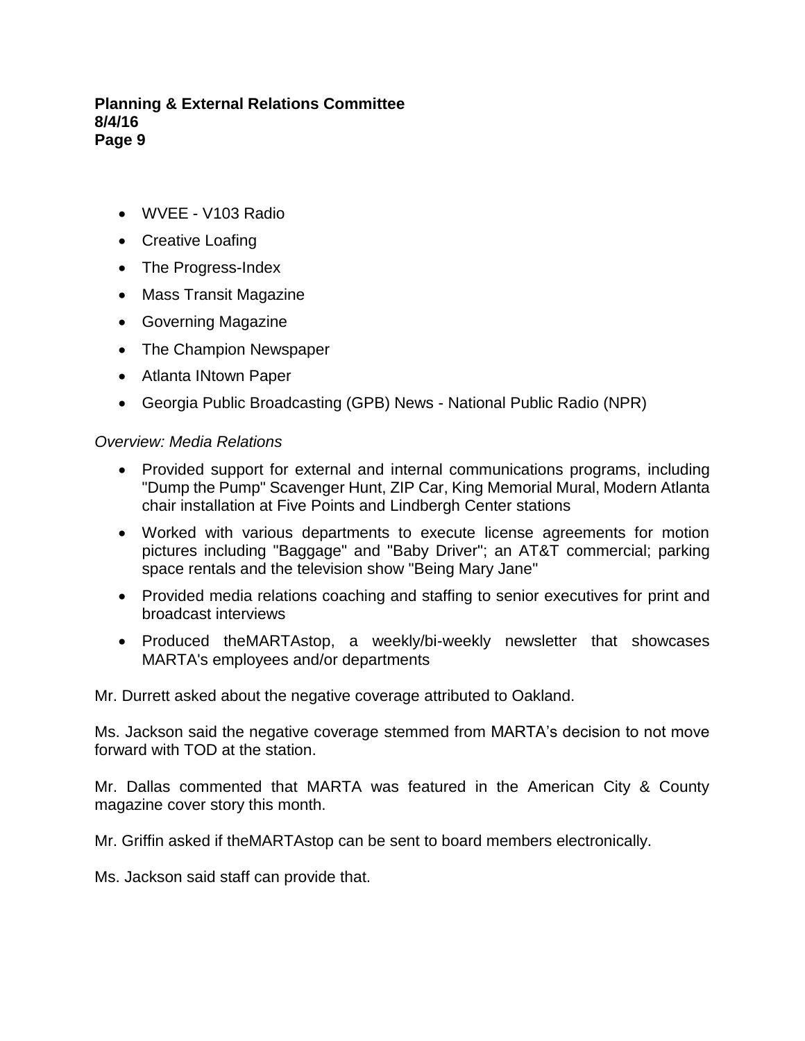- WVEE - V103 Radio
- Creative Loafing
- The Progress-Index
- Mass Transit Magazine
- Governing Magazine
- The Champion Newspaper
- Atlanta INtown Paper
- Georgia Public Broadcasting (GPB) News - National Public Radio (NPR)

*Overview: Media Relations*

- Provided support for external and internal communications programs, including "Dump the Pump" Scavenger Hunt, ZIP Car, King Memorial Mural, Modern Atlanta chair installation at Five Points and Lindbergh Center stations
- Worked with various departments to execute license agreements for motion pictures including "Baggage" and "Baby Driver"; an AT&T commercial; parking space rentals and the television show "Being Mary Jane"
- Provided media relations coaching and staffing to senior executives for print and broadcast interviews
- Produced theMARTAstop, a weekly/bi-weekly newsletter that showcases MARTA's employees and/or departments

Mr. Durrett asked about the negative coverage attributed to Oakland.

Ms. Jackson said the negative coverage stemmed from MARTA's decision to not move forward with TOD at the station.

Mr. Dallas commented that MARTA was featured in the American City & County magazine cover story this month.

Mr. Griffin asked if theMARTAstop can be sent to board members electronically.

Ms. Jackson said staff can provide that.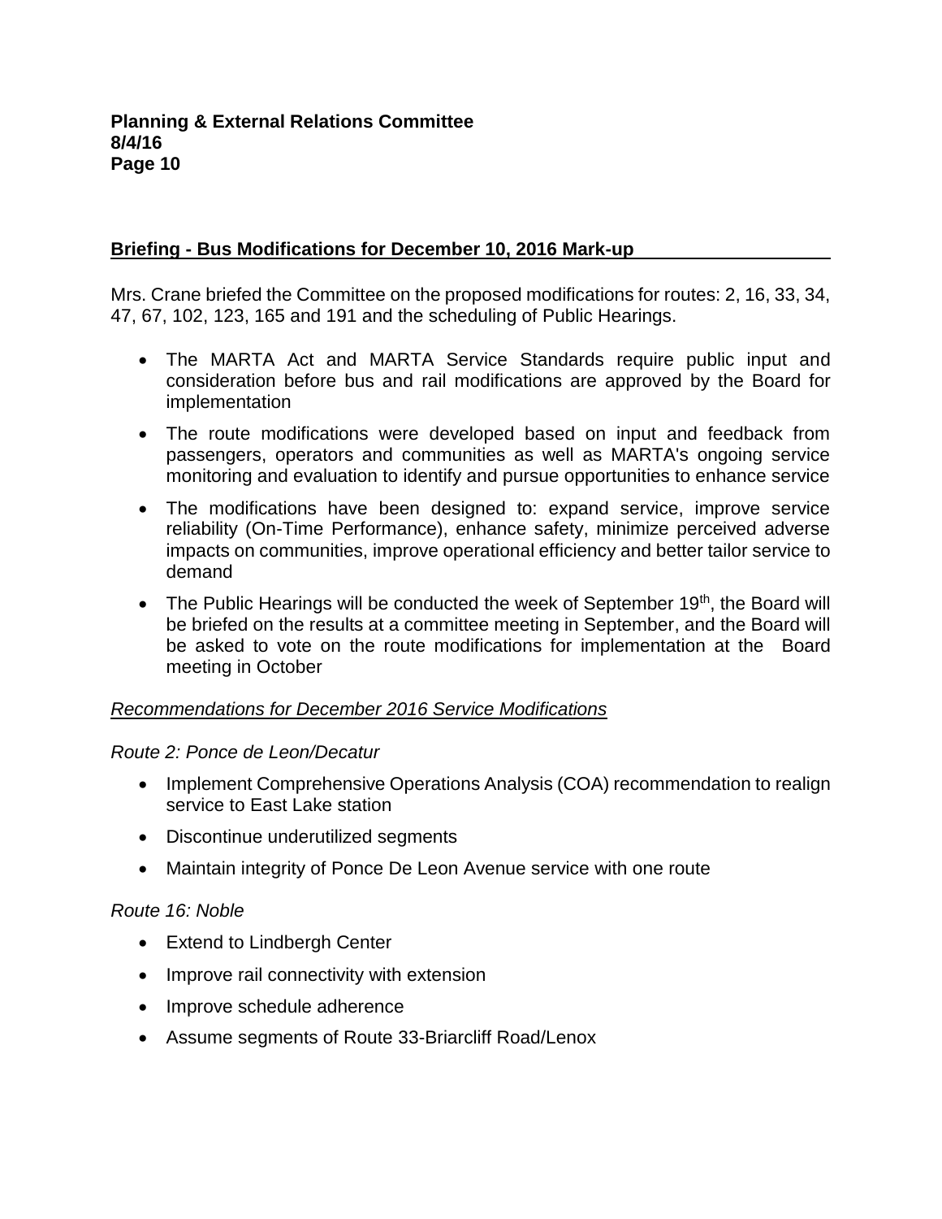**Briefing - Bus Modifications for December 10, 2016 Mark-up**

Mrs. Crane briefed the Committee on the proposed modifications for routes: 2, 16, 33, 34, 47, 67, 102, 123, 165 and 191 and the scheduling of Public Hearings.

- The MARTA Act and MARTA Service Standards require public input and consideration before bus and rail modifications are approved by the Board for implementation
- The route modifications were developed based on input and feedback from passengers, operators and communities as well as MARTA's ongoing service monitoring and evaluation to identify and pursue opportunities to enhance service
- The modifications have been designed to: expand service, improve service reliability (On-Time Performance), enhance safety, minimize perceived adverse impacts on communities, improve operational efficiency and better tailor service to demand
- The Public Hearings will be conducted the week of September 19th, the Board will be briefed on the results at a committee meeting in September, and the Board will be asked to vote on the route modifications for implementation at the Board meeting in October

*Recommendations for December 2016 Service Modifications*

*Route 2: Ponce de Leon/Decatur*

- Implement Comprehensive Operations Analysis (COA) recommendation to realign service to East Lake station
- Discontinue underutilized segments
- Maintain integrity of Ponce De Leon Avenue service with one route

*Route 16: Noble*

- Extend to Lindbergh Center
- Improve rail connectivity with extension
- Improve schedule adherence
- Assume segments of Route 33-Briarcliff Road/Lenox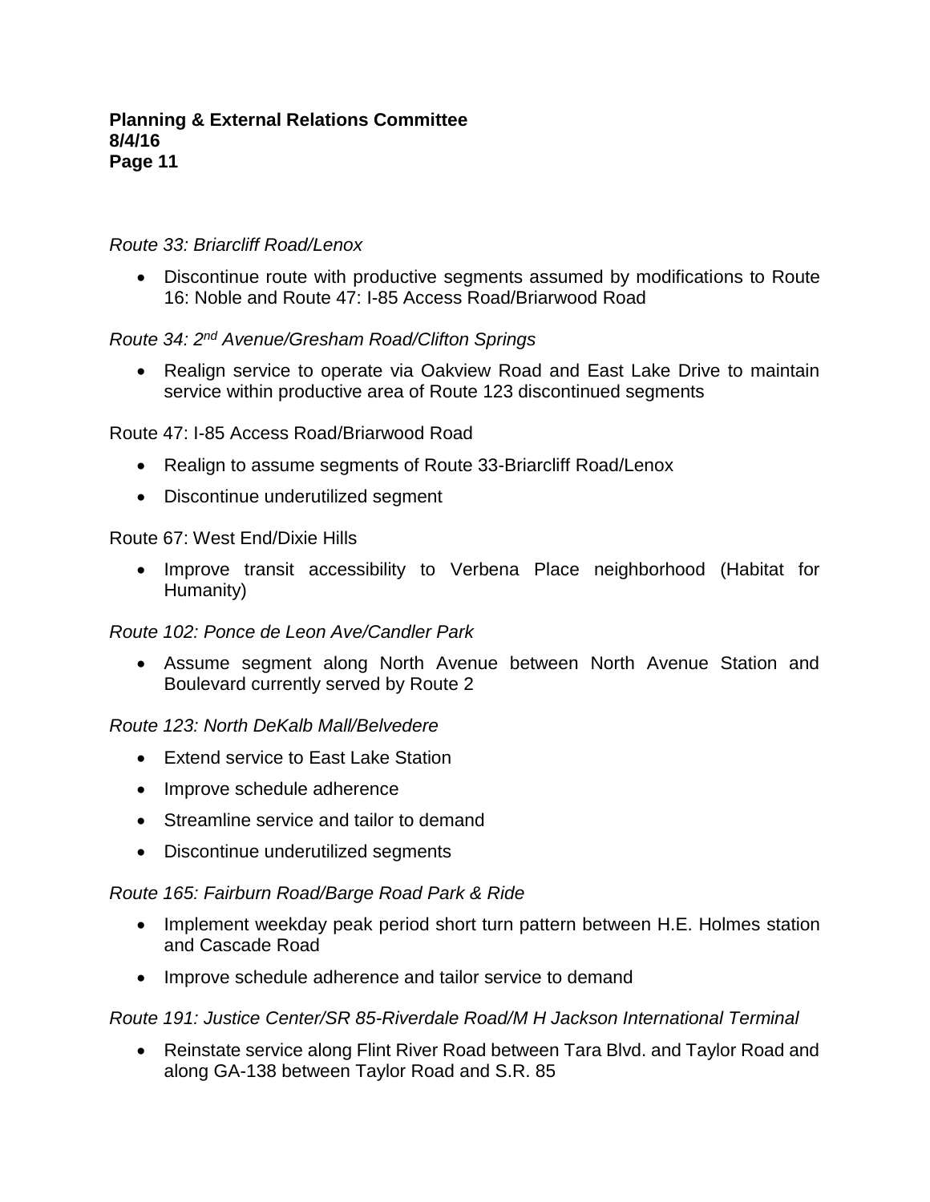*Route 33: Briarcliff Road/Lenox*

- Discontinue route with productive segments assumed by modifications to Route 16: Noble and Route 47: I-85 Access Road/Briarwood Road

*Route 34: 2nd Avenue/Gresham Road/Clifton Springs*

- Realign service to operate via Oakview Road and East Lake Drive to maintain service within productive area of Route 123 discontinued segments

Route 47: I-85 Access Road/Briarwood Road

- Realign to assume segments of Route 33-Briarcliff Road/Lenox
- Discontinue underutilized segment

Route 67: West End/Dixie Hills

- Improve transit accessibility to Verbena Place neighborhood (Habitat for Humanity)

*Route 102: Ponce de Leon Ave/Candler Park*

- Assume segment along North Avenue between North Avenue Station and Boulevard currently served by Route 2

*Route 123: North DeKalb Mall/Belvedere*

- Extend service to East Lake Station
- Improve schedule adherence
- Streamline service and tailor to demand
- Discontinue underutilized segments

*Route 165: Fairburn Road/Barge Road Park & Ride*

- Implement weekday peak period short turn pattern between H.E. Holmes station and Cascade Road
- Improve schedule adherence and tailor service to demand

*Route 191: Justice Center/SR 85-Riverdale Road/M H Jackson International Terminal*

- Reinstate service along Flint River Road between Tara Blvd. and Taylor Road and along GA-138 between Taylor Road and S.R. 85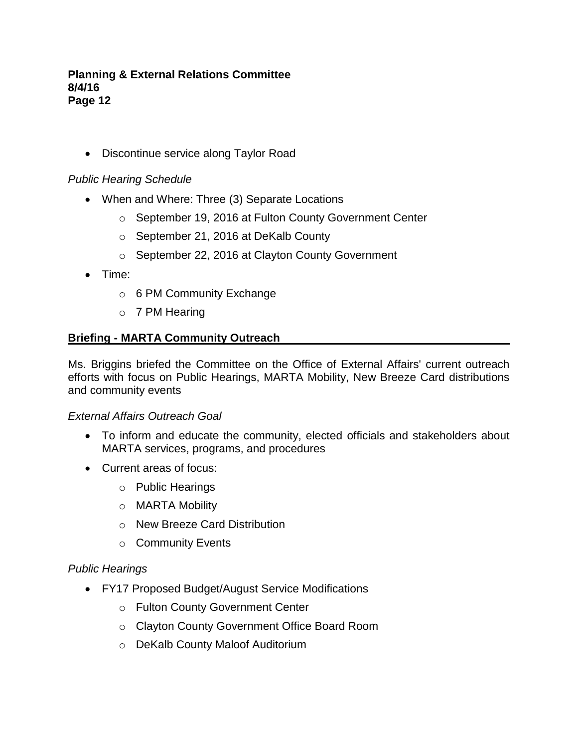- Discontinue service along Taylor Road

*Public Hearing Schedule*

- When and Where: Three (3) Separate Locations
    - September 19, 2016 at Fulton County Government Center
    - September 21, 2016 at DeKalb County
    - September 22, 2016 at Clayton County Government
- Time:
    - 6 PM Community Exchange
    - 7 PM Hearing

## **Briefing - MARTA Community Outreach**

Ms. Briggins briefed the Committee on the Office of External Affairs' current outreach efforts with focus on Public Hearings, MARTA Mobility, New Breeze Card distributions and community events

*External Affairs Outreach Goal*

- To inform and educate the community, elected officials and stakeholders about MARTA services, programs, and procedures
- Current areas of focus:
    - Public Hearings
    - MARTA Mobility
    - New Breeze Card Distribution
    - Community Events

*Public Hearings*

- FY17 Proposed Budget/August Service Modifications
    - Fulton County Government Center
    - Clayton County Government Office Board Room
    - DeKalb County Maloof Auditorium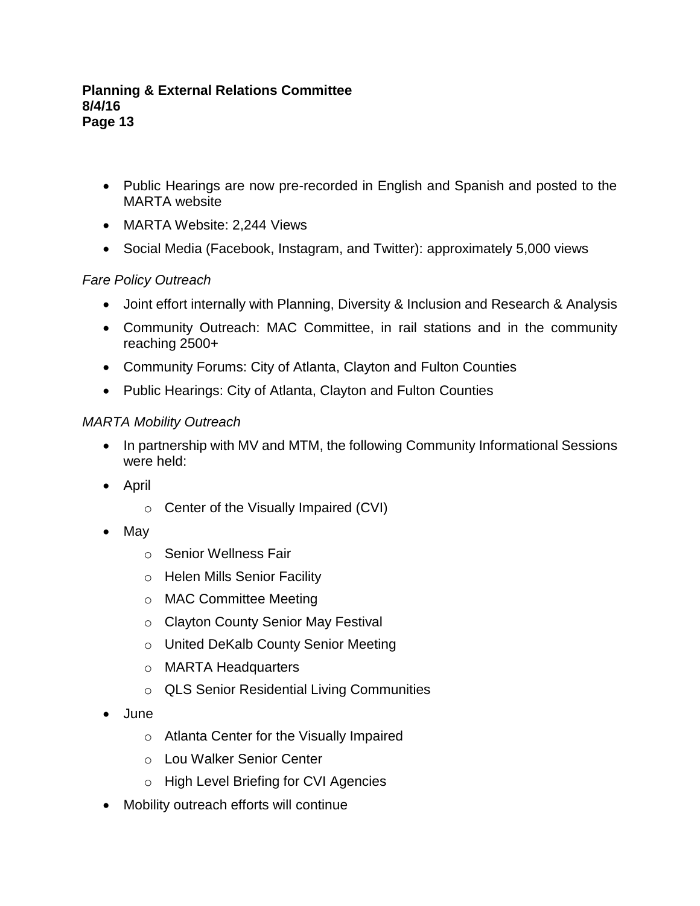- Public Hearings are now pre-recorded in English and Spanish and posted to the MARTA website
- MARTA Website: 2,244 Views
- Social Media (Facebook, Instagram, and Twitter): approximately 5,000 views

*Fare Policy Outreach*

- Joint effort internally with Planning, Diversity & Inclusion and Research & Analysis
- Community Outreach: MAC Committee, in rail stations and in the community reaching 2500+
- Community Forums: City of Atlanta, Clayton and Fulton Counties
- Public Hearings: City of Atlanta, Clayton and Fulton Counties

*MARTA Mobility Outreach*

- In partnership with MV and MTM, the following Community Informational Sessions were held:
- April
  - Center of the Visually Impaired (CVI)
- May
  - Senior Wellness Fair
  - Helen Mills Senior Facility
  - MAC Committee Meeting
  - Clayton County Senior May Festival
  - United DeKalb County Senior Meeting
  - MARTA Headquarters
  - QLS Senior Residential Living Communities
- June
  - Atlanta Center for the Visually Impaired
  - Lou Walker Senior Center
  - High Level Briefing for CVI Agencies
- Mobility outreach efforts will continue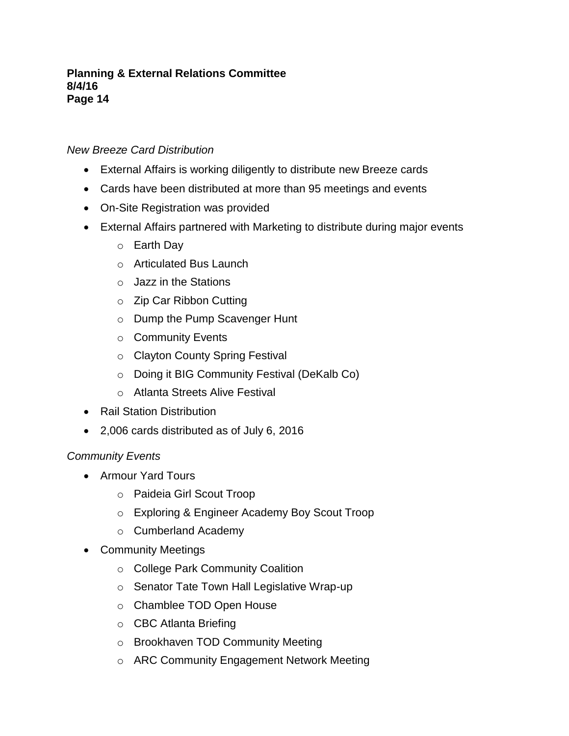*New Breeze Card Distribution*

- External Affairs is working diligently to distribute new Breeze cards
- Cards have been distributed at more than 95 meetings and events
- On-Site Registration was provided
- External Affairs partnered with Marketing to distribute during major events
    - Earth Day
    - Articulated Bus Launch
    - Jazz in the Stations
    - Zip Car Ribbon Cutting
    - Dump the Pump Scavenger Hunt
    - Community Events
    - Clayton County Spring Festival
    - Doing it BIG Community Festival (DeKalb Co)
    - Atlanta Streets Alive Festival
- Rail Station Distribution
- 2,006 cards distributed as of July 6, 2016

*Community Events*

- Armour Yard Tours
    - Paideia Girl Scout Troop
    - Exploring & Engineer Academy Boy Scout Troop
    - Cumberland Academy
- Community Meetings
    - College Park Community Coalition
    - Senator Tate Town Hall Legislative Wrap-up
    - Chamblee TOD Open House
    - CBC Atlanta Briefing
    - Brookhaven TOD Community Meeting
    - ARC Community Engagement Network Meeting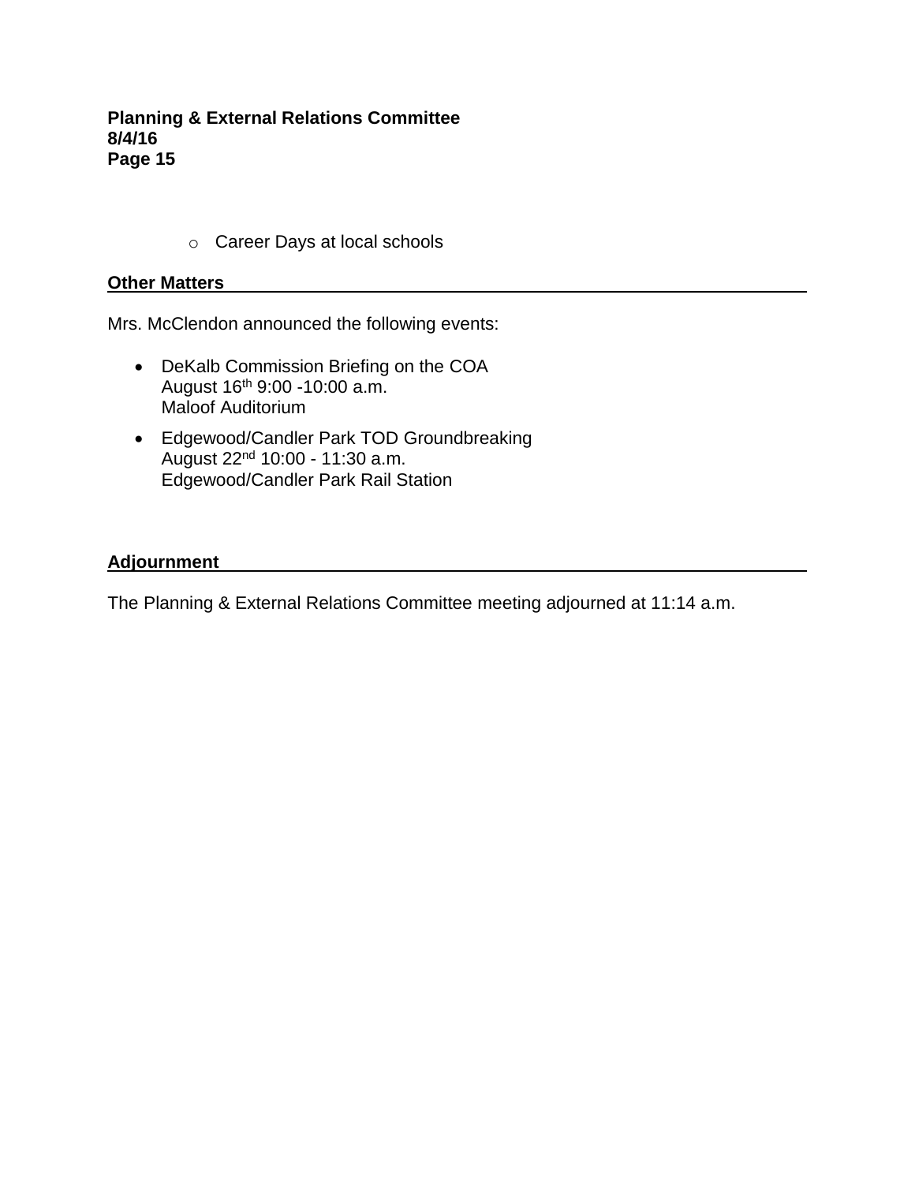- Career Days at local schools

**Other Matters**

Mrs. McClendon announced the following events:

- DeKalb Commission Briefing on the COA
  August 16th 9:00 -10:00 a.m.
  Maloof Auditorium
- Edgewood/Candler Park TOD Groundbreaking
  August 22nd 10:00 - 11:30 a.m.
  Edgewood/Candler Park Rail Station

**Adjournment**

The Planning & External Relations Committee meeting adjourned at 11:14 a.m.